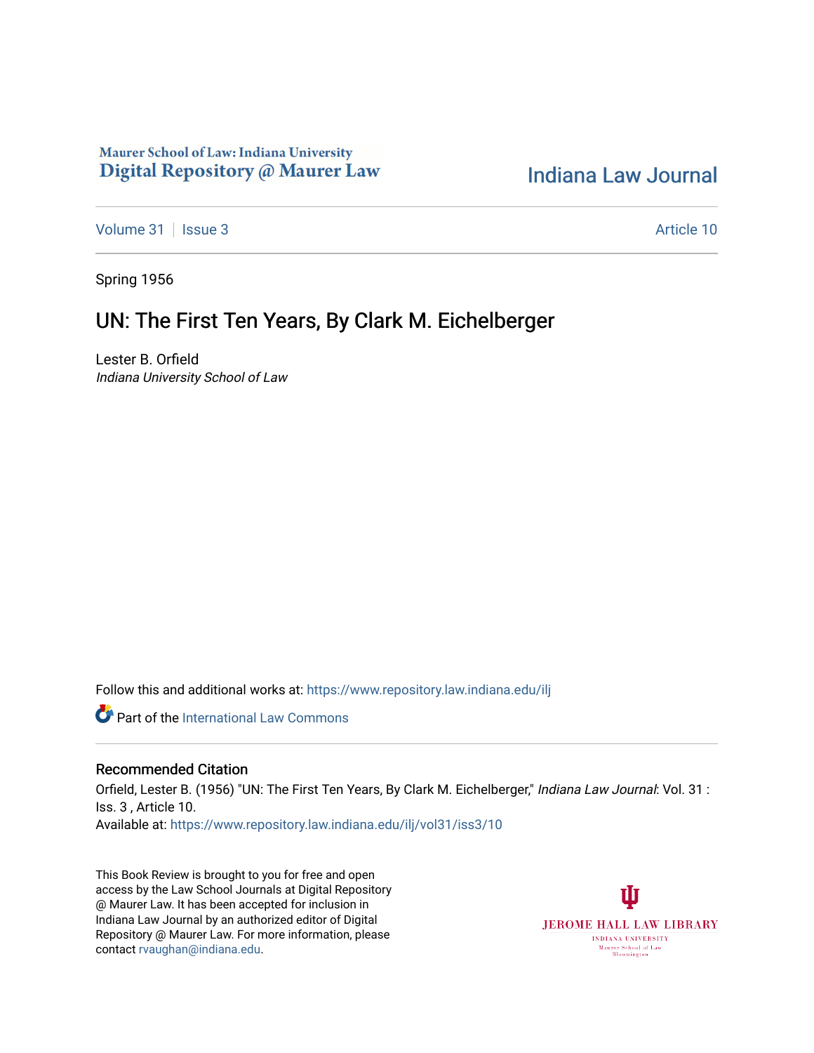Maurer School of Law: Indiana University
Digital Repository @ Maurer Law

Indiana Law Journal

Volume 31 | Issue 3

Article 10

Spring 1956

# UN: The First Ten Years, By Clark M. Eichelberger

Lester B. Orfield
*Indiana University School of Law*

Follow this and additional works at: https://www.repository.law.indiana.edu/ilj

Part of the International Law Commons

## Recommended Citation

Orfield, Lester B. (1956) "UN: The First Ten Years, By Clark M. Eichelberger," *Indiana Law Journal*: Vol. 31 : Iss. 3 , Article 10.
Available at: https://www.repository.law.indiana.edu/ilj/vol31/iss3/10

This Book Review is brought to you for free and open access by the Law School Journals at Digital Repository @ Maurer Law. It has been accepted for inclusion in Indiana Law Journal by an authorized editor of Digital Repository @ Maurer Law. For more information, please contact rvaughan@indiana.edu.

JEROME HALL LAW LIBRARY
INDIANA UNIVERSITY
Maurer School of Law
Bloomington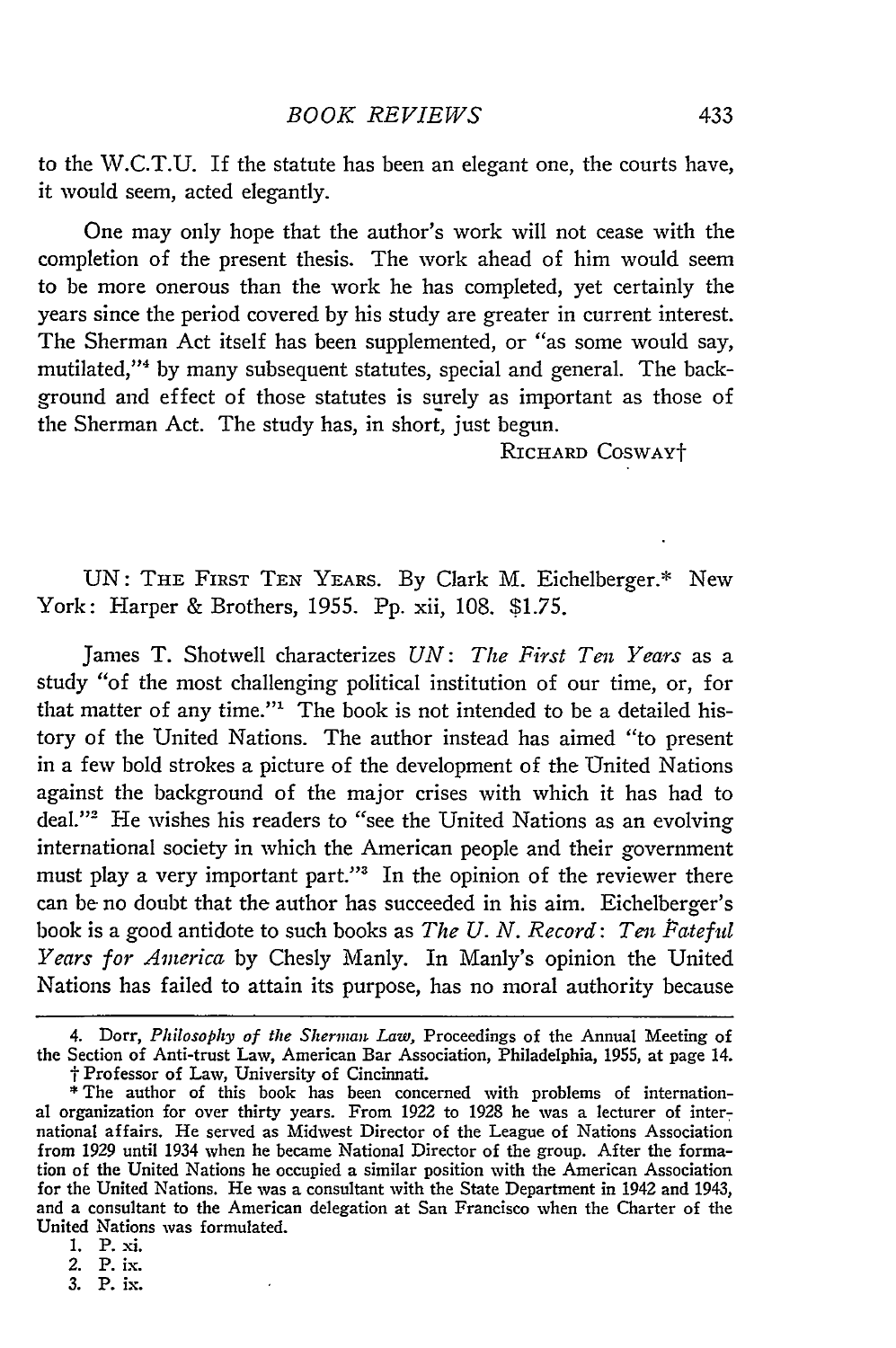to the W.C.T.U. If the statute has been an elegant one, the courts have, it would seem, acted elegantly.

One may only hope that the author's work will not cease with the completion of the present thesis. The work ahead of him would seem to be more onerous than the work he has completed, yet certainly the years since the period covered by his study are greater in current interest. The Sherman Act itself has been supplemented, or "as some would say, mutilated,"[4] by many subsequent statutes, special and general. The background and effect of those statutes is surely as important as those of the Sherman Act. The study has, in short, just begun.

RICHARD COSWAY†

UN: THE FIRST TEN YEARS. By Clark M. Eichelberger.* New York: Harper & Brothers, 1955. Pp. xii, 108. $1.75.

James T. Shotwell characterizes *UN: The First Ten Years* as a study "of the most challenging political institution of our time, or, for that matter of any time."[1] The book is not intended to be a detailed history of the United Nations. The author instead has aimed "to present in a few bold strokes a picture of the development of the United Nations against the background of the major crises with which it has had to deal."[2] He wishes his readers to "see the United Nations as an evolving international society in which the American people and their government must play a very important part."[3] In the opinion of the reviewer there can be no doubt that the author has succeeded in his aim. Eichelberger's book is a good antidote to such books as *The U. N. Record: Ten Fateful Years for America* by Chesly Manly. In Manly's opinion the United Nations has failed to attain its purpose, has no moral authority because

---

4. Dorr, *Philosophy of the Sherman Law*, Proceedings of the Annual Meeting of the Section of Anti-trust Law, American Bar Association, Philadelphia, 1955, at page 14.

† Professor of Law, University of Cincinnati.

\* The author of this book has been concerned with problems of international organization for over thirty years. From 1922 to 1928 he was a lecturer of international affairs. He served as Midwest Director of the League of Nations Association from 1929 until 1934 when he became National Director of the group. After the formation of the United Nations he occupied a similar position with the American Association for the United Nations. He was a consultant with the State Department in 1942 and 1943, and a consultant to the American delegation at San Francisco when the Charter of the United Nations was formulated.

1. P. xi.
2. P. ix.
3. P. ix.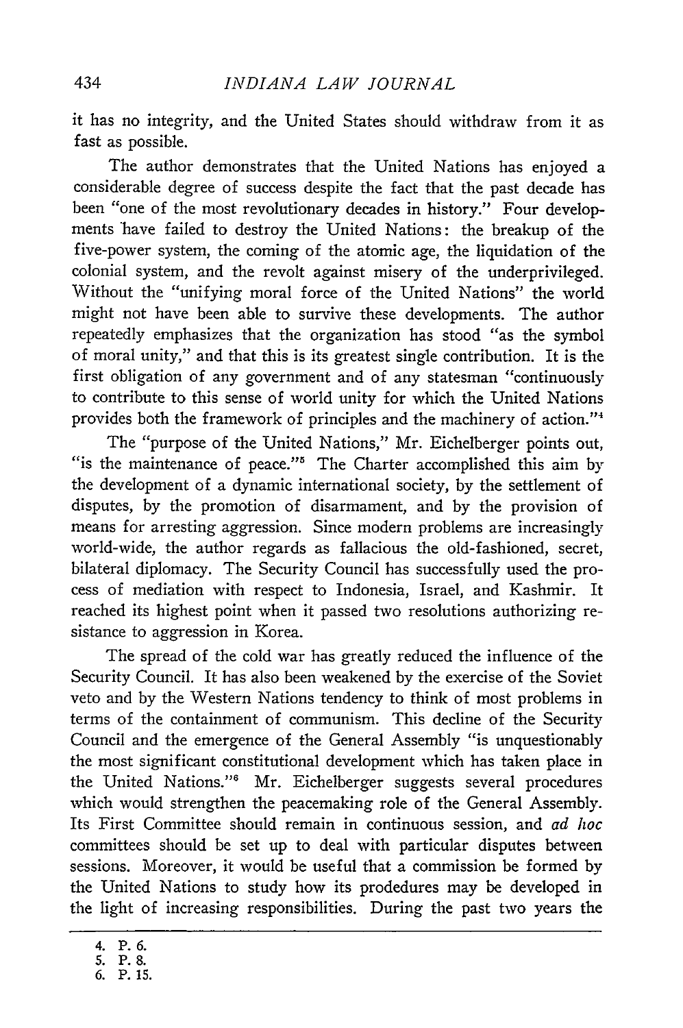it has no integrity, and the United States should withdraw from it as fast as possible.

The author demonstrates that the United Nations has enjoyed a considerable degree of success despite the fact that the past decade has been "one of the most revolutionary decades in history." Four developments have failed to destroy the United Nations: the breakup of the five-power system, the coming of the atomic age, the liquidation of the colonial system, and the revolt against misery of the underpriviliged. Without the "unifying moral force of the United Nations" the world might not have been able to survive these developments. The author repeatedly emphasizes that the organization has stood "as the symbol of moral unity," and that this is its greatest single contribution. It is the first obligation of any government and of any statesman "continuously to contribute to this sense of world unity for which the United Nations provides both the framework of principles and the machinery of action."[4]

The "purpose of the United Nations," Mr. Eichelberger points out, "is the maintenance of peace."[5] The Charter accomplished this aim by the development of a dynamic international society, by the settlement of disputes, by the promotion of disarmament, and by the provision of means for arresting aggression. Since modern problems are increasingly world-wide, the author regards as fallacious the old-fashioned, secret, bilateral diplomacy. The Security Council has successfully used the process of mediation with respect to Indonesia, Israel, and Kashmir. It reached its highest point when it passed two resolutions authorizing resistance to aggression in Korea.

The spread of the cold war has greatly reduced the influence of the Security Council. It has also been weakened by the exercise of the Soviet veto and by the Western Nations tendency to think of most problems in terms of the containment of communism. This decline of the Security Council and the emergence of the General Assembly "is unquestionably the most significant constitutional development which has taken place in the United Nations."[6] Mr. Eichelberger suggests several procedures which would strengthen the peacemaking role of the General Assembly. Its First Committee should remain in continuous session, and *ad hoc* committees should be set up to deal with particular disputes between sessions. Moreover, it would be useful that a commission be formed by the United Nations to study how its prodedures may be developed in the light of increasing responsibilities. During the past two years the

---

4. P. 6.
5. P. 8.
6. P. 15.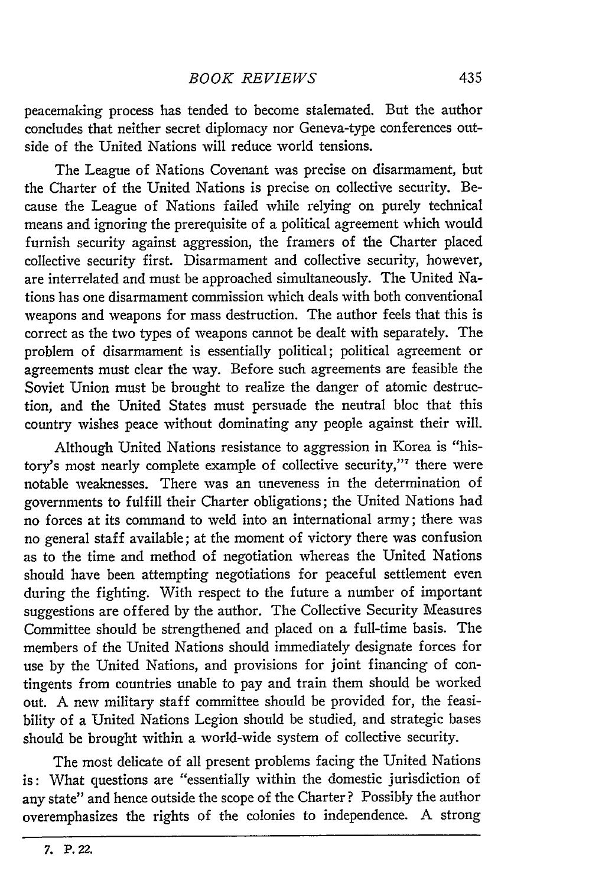peacemaking process has tended to become stalemated. But the author concludes that neither secret diplomacy nor Geneva-type conferences outside of the United Nations will reduce world tensions.

The League of Nations Covenant was precise on disarmament, but the Charter of the United Nations is precise on collective security. Because the League of Nations failed while relying on purely technical means and ignoring the prerequisite of a political agreement which would furnish security against aggression, the framers of the Charter placed collective security first. Disarmament and collective security, however, are interrelated and must be approached simultaneously. The United Nations has one disarmament commission which deals with both conventional weapons and weapons for mass destruction. The author feels that this is correct as the two types of weapons cannot be dealt with separately. The problem of disarmament is essentially political; political agreement or agreements must clear the way. Before such agreements are feasible the Soviet Union must be brought to realize the danger of atomic destruction, and the United States must persuade the neutral bloc that this country wishes peace without dominating any people against their will.

Although United Nations resistance to aggression in Korea is "history's most nearly complete example of collective security,"[7] there were notable weaknesses. There was an uneveness in the determination of governments to fulfill their Charter obligations; the United Nations had no forces at its command to weld into an international army; there was no general staff available; at the moment of victory there was confusion as to the time and method of negotiation whereas the United Nations should have been attempting negotiations for peaceful settlement even during the fighting. With respect to the future a number of important suggestions are offered by the author. The Collective Security Measures Committee should be strengthened and placed on a full-time basis. The members of the United Nations should immediately designate forces for use by the United Nations, and provisions for joint financing of contingents from countries unable to pay and train them should be worked out. A new military staff committee should be provided for, the feasibility of a United Nations Legion should be studied, and strategic bases should be brought within a world-wide system of collective security.

The most delicate of all present problems facing the United Nations is: What questions are "essentially within the domestic jurisdiction of any state" and hence outside the scope of the Charter? Possibly the author overemphasizes the rights of the colonies to independence. A strong

---

7. P. 22.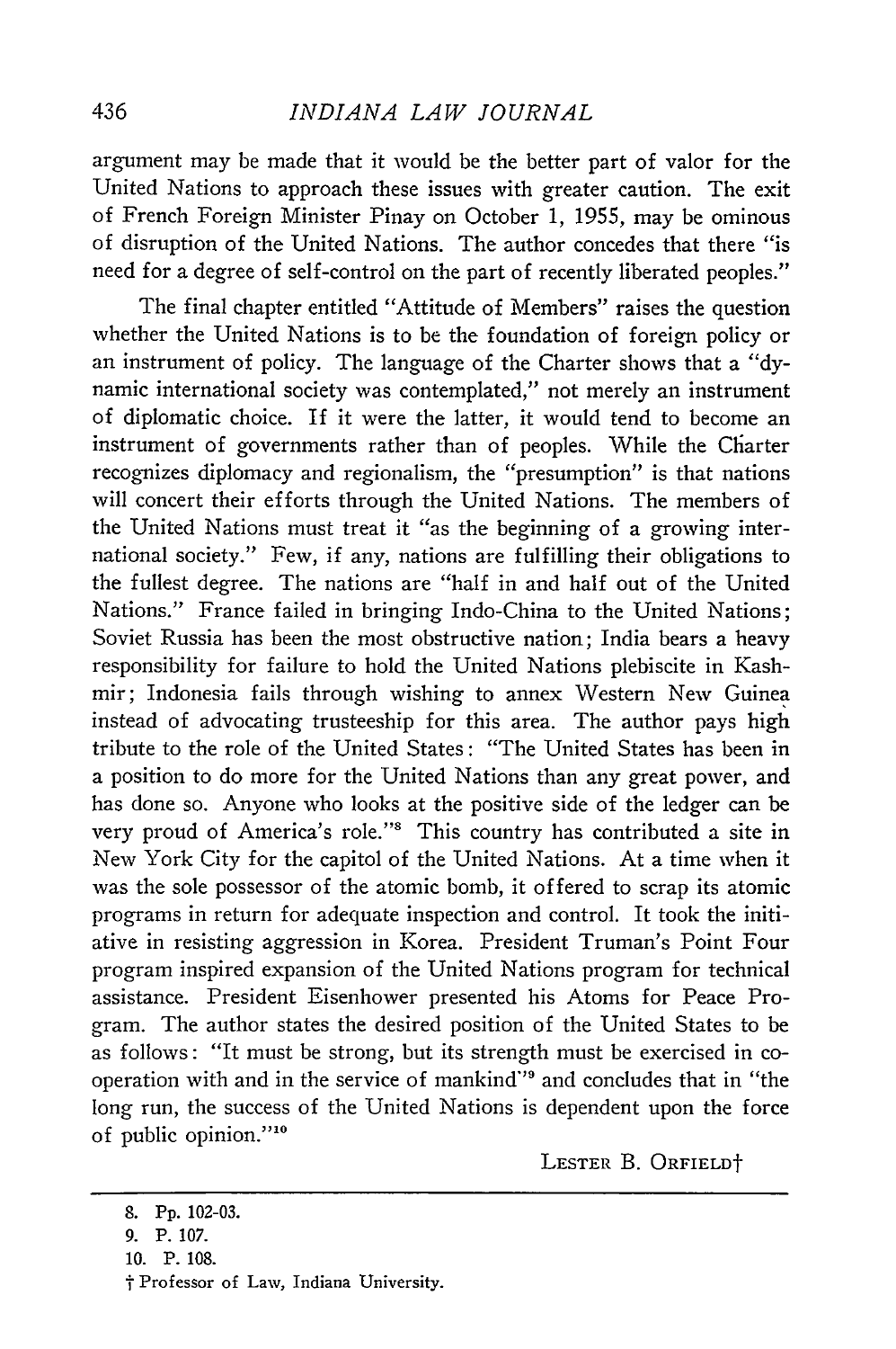argument may be made that it would be the better part of valor for the United Nations to approach these issues with greater caution. The exit of French Foreign Minister Pinay on October 1, 1955, may be ominous of disruption of the United Nations. The author concedes that there "is need for a degree of self-control on the part of recently liberated peoples."

The final chapter entitled "Attitude of Members" raises the question whether the United Nations is to be the foundation of foreign policy or an instrument of policy. The language of the Charter shows that a "dynamic international society was contemplated," not merely an instrument of diplomatic choice. If it were the latter, it would tend to become an instrument of governments rather than of peoples. While the Charter recognizes diplomacy and regionalism, the "presumption" is that nations will concert their efforts through the United Nations. The members of the United Nations must treat it "as the beginning of a growing international society." Few, if any, nations are fulfilling their obligations to the fullest degree. The nations are "half in and half out of the United Nations." France failed in bringing Indo-China to the United Nations; Soviet Russia has been the most obstructive nation; India bears a heavy responsibility for failure to hold the United Nations plebiscite in Kashmir; Indonesia fails through wishing to annex Western New Guinea instead of advocating trusteeship for this area. The author pays high tribute to the role of the United States: "The United States has been in a position to do more for the United Nations than any great power, and has done so. Anyone who looks at the positive side of the ledger can be very proud of America's role."[8] This country has contributed a site in New York City for the capitol of the United Nations. At a time when it was the sole possessor of the atomic bomb, it offered to scrap its atomic programs in return for adequate inspection and control. It took the initiative in resisting aggression in Korea. President Truman's Point Four program inspired expansion of the United Nations program for technical assistance. President Eisenhower presented his Atoms for Peace Program. The author states the desired position of the United States to be as follows: "It must be strong, but its strength must be exercised in cooperation with and in the service of mankind"[9] and concludes that in "the long run, the success of the United Nations is dependent upon the force of public opinion."[10]

LESTER B. ORFIELD†

8. Pp. 102-03.

9. P. 107.

10. P. 108.

† Professor of Law, Indiana University.